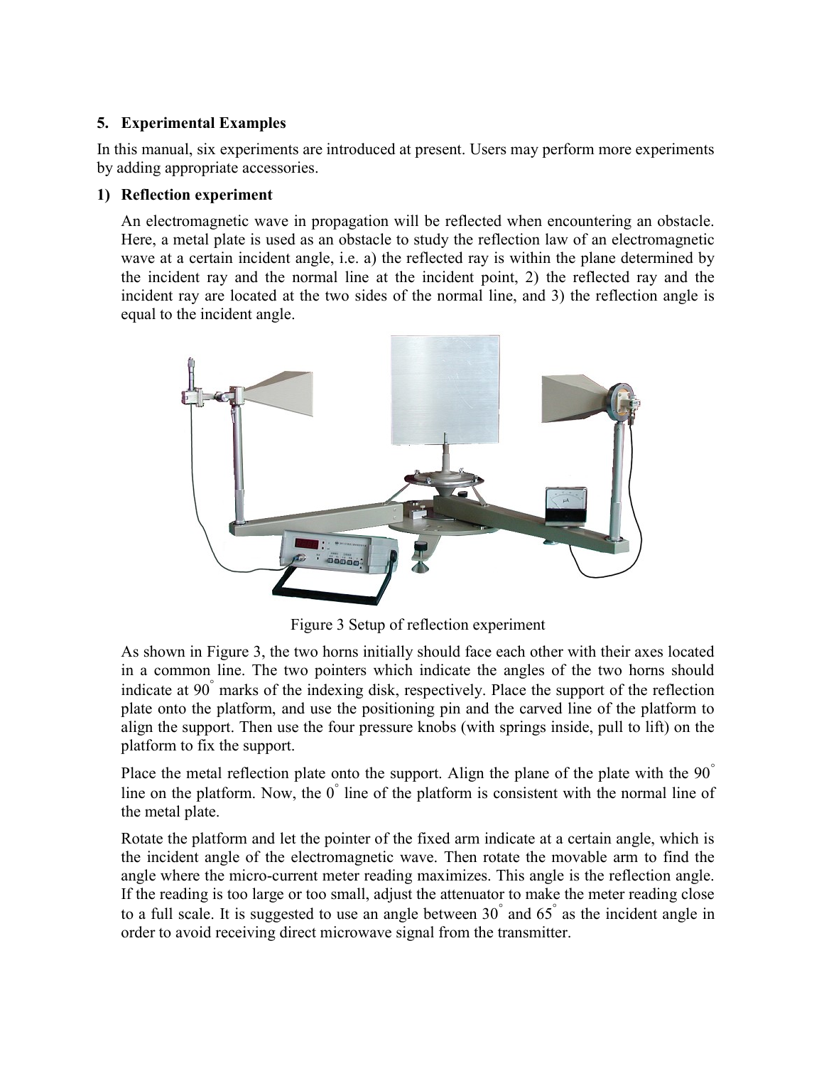## 5. Experimental Examples

In this manual, six experiments are introduced at present. Users may perform more experiments by adding appropriate accessories.

### 1) Reflection experiment

An electromagnetic wave in propagation will be reflected when encountering an obstacle. Here, a metal plate is used as an obstacle to study the reflection law of an electromagnetic wave at a certain incident angle, i.e. a) the reflected ray is within the plane determined by the incident ray and the normal line at the incident point, 2) the reflected ray and the incident ray are located at the two sides of the normal line, and 3) the reflection angle is equal to the incident angle.

Figure 3 Setup of reflection experiment

As shown in Figure 3, the two horns initially should face each other with their axes located in a common line. The two pointers which indicate the angles of the two horns should indicate at 90° marks of the indexing disk, respectively. Place the support of the reflection plate onto the platform, and use the positioning pin and the carved line of the platform to align the support. Then use the four pressure knobs (with springs inside, pull to lift) on the platform to fix the support.

Place the metal reflection plate onto the support. Align the plane of the plate with the 90° line on the platform. Now, the 0° line of the platform is consistent with the normal line of the metal plate.

Rotate the platform and let the pointer of the fixed arm indicate at a certain angle, which is the incident angle of the electromagnetic wave. Then rotate the movable arm to find the angle where the micro-current meter reading maximizes. This angle is the reflection angle. If the reading is too large or too small, adjust the attenuator to make the meter reading close to a full scale. It is suggested to use an angle between 30° and 65° as the incident angle in order to avoid receiving direct microwave signal from the transmitter.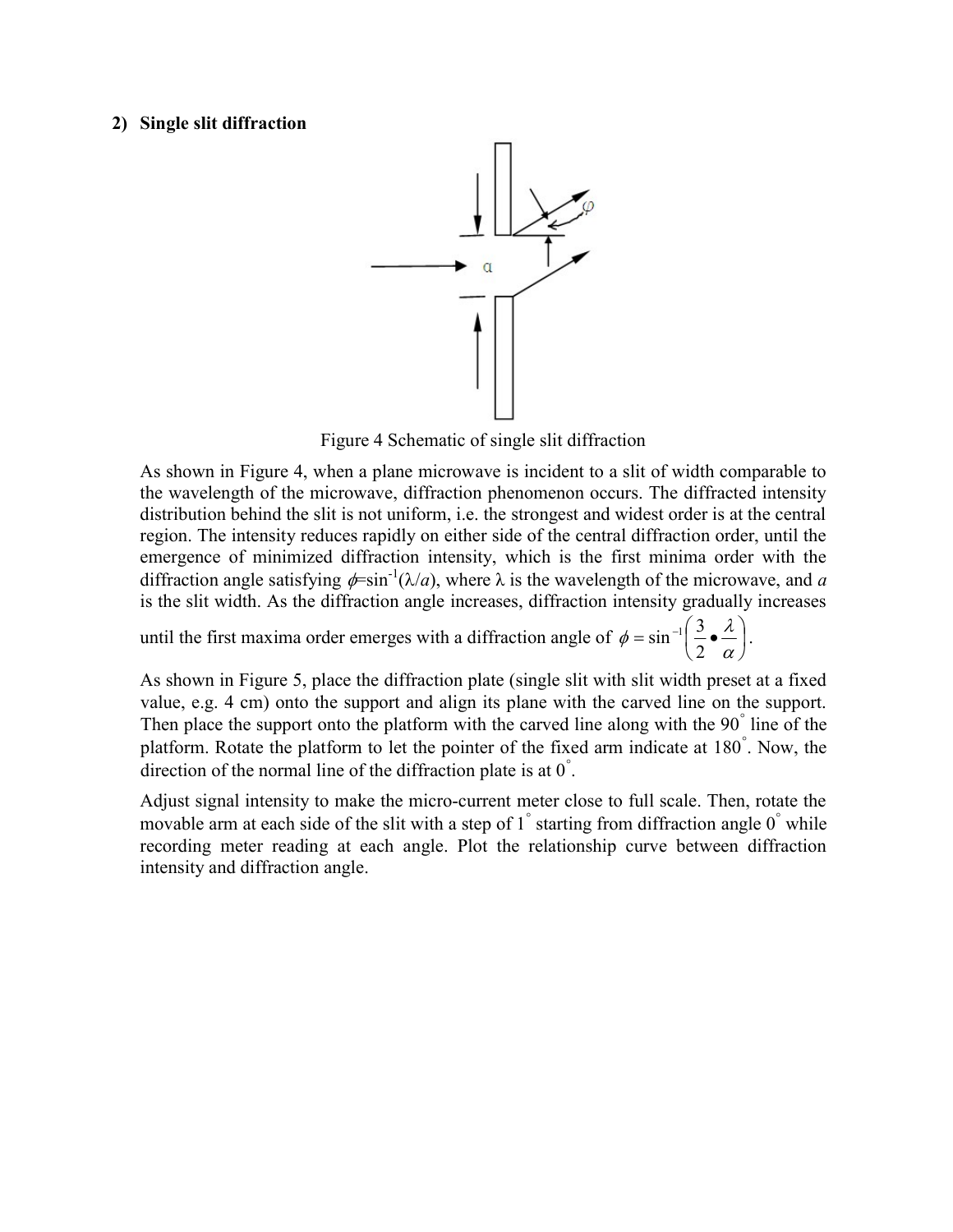**2) Single slit diffraction**

Figure 4 Schematic of single slit diffraction

As shown in Figure 4, when a plane microwave is incident to a slit of width comparable to the wavelength of the microwave, diffraction phenomenon occurs. The diffracted intensity distribution behind the slit is not uniform, i.e. the strongest and widest order is at the central region. The intensity reduces rapidly on either side of the central diffraction order, until the emergence of minimized diffraction intensity, which is the first minima order with the diffraction angle satisfying $\phi = \sin^{-1}(\lambda/a)$, where $\lambda$ is the wavelength of the microwave, and $a$ is the slit width. As the diffraction angle increases, diffraction intensity gradually increases until the first maxima order emerges with a diffraction angle of $\phi = \sin^{-1}\left(\frac{3}{2} \bullet \frac{\lambda}{\alpha}\right)$.

As shown in Figure 5, place the diffraction plate (single slit with slit width preset at a fixed value, e.g. 4 cm) onto the support and align its plane with the carved line on the support. Then place the support onto the platform with the carved line along with the $90^{\circ}$ line of the platform. Rotate the platform to let the pointer of the fixed arm indicate at $180^{\circ}$. Now, the direction of the normal line of the diffraction plate is at $0^{\circ}$.

Adjust signal intensity to make the micro-current meter close to full scale. Then, rotate the movable arm at each side of the slit with a step of $1^{\circ}$ starting from diffraction angle $0^{\circ}$ while recording meter reading at each angle. Plot the relationship curve between diffraction intensity and diffraction angle.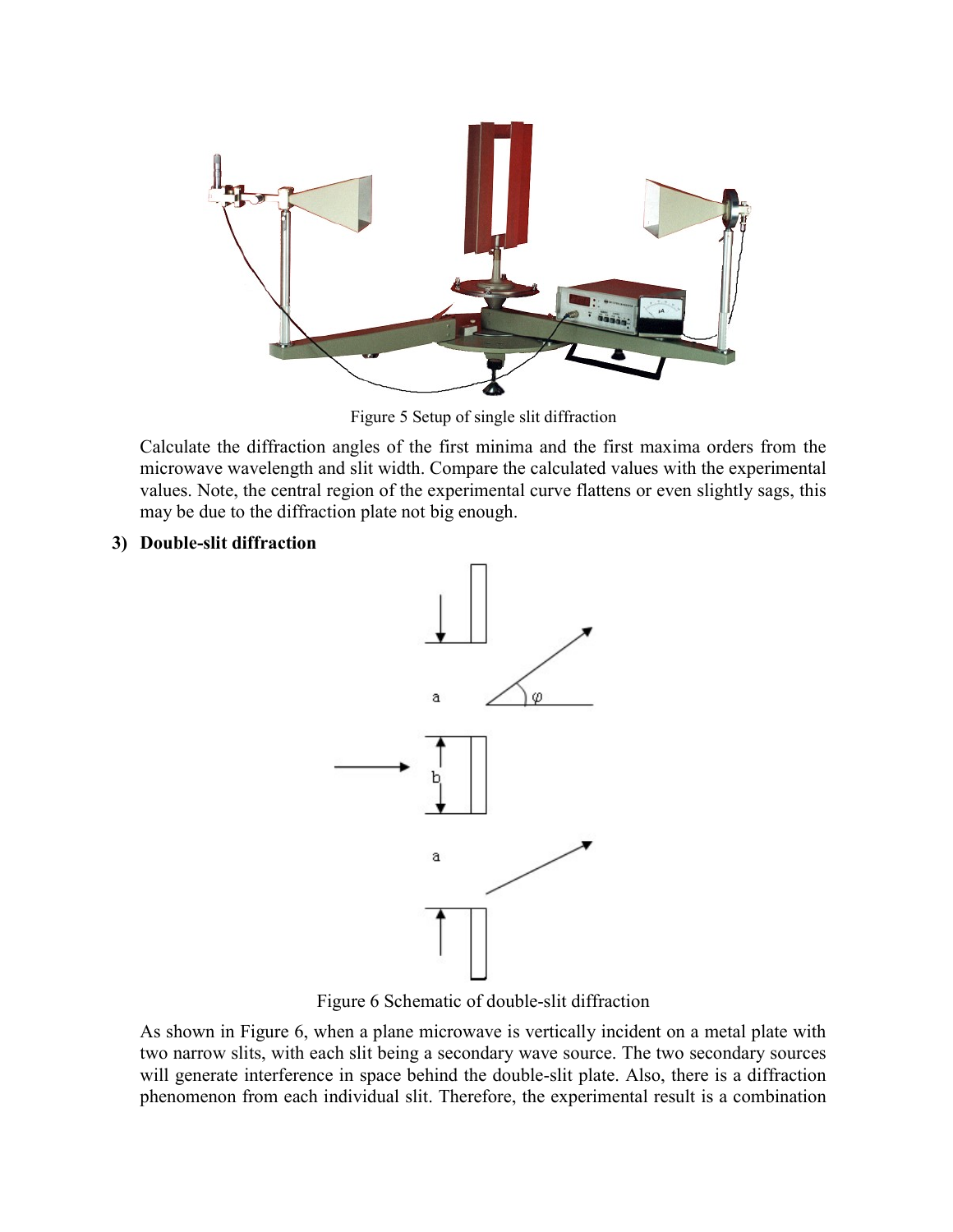Figure 5 Setup of single slit diffraction

Calculate the diffraction angles of the first minima and the first maxima orders from the microwave wavelength and slit width. Compare the calculated values with the experimental values. Note, the central region of the experimental curve flattens or even slightly sags, this may be due to the diffraction plate not big enough.

### 3) Double-slit diffraction

Figure 6 Schematic of double-slit diffraction

As shown in Figure 6, when a plane microwave is vertically incident on a metal plate with two narrow slits, with each slit being a secondary wave source. The two secondary sources will generate interference in space behind the double-slit plate. Also, there is a diffraction phenomenon from each individual slit. Therefore, the experimental result is a combination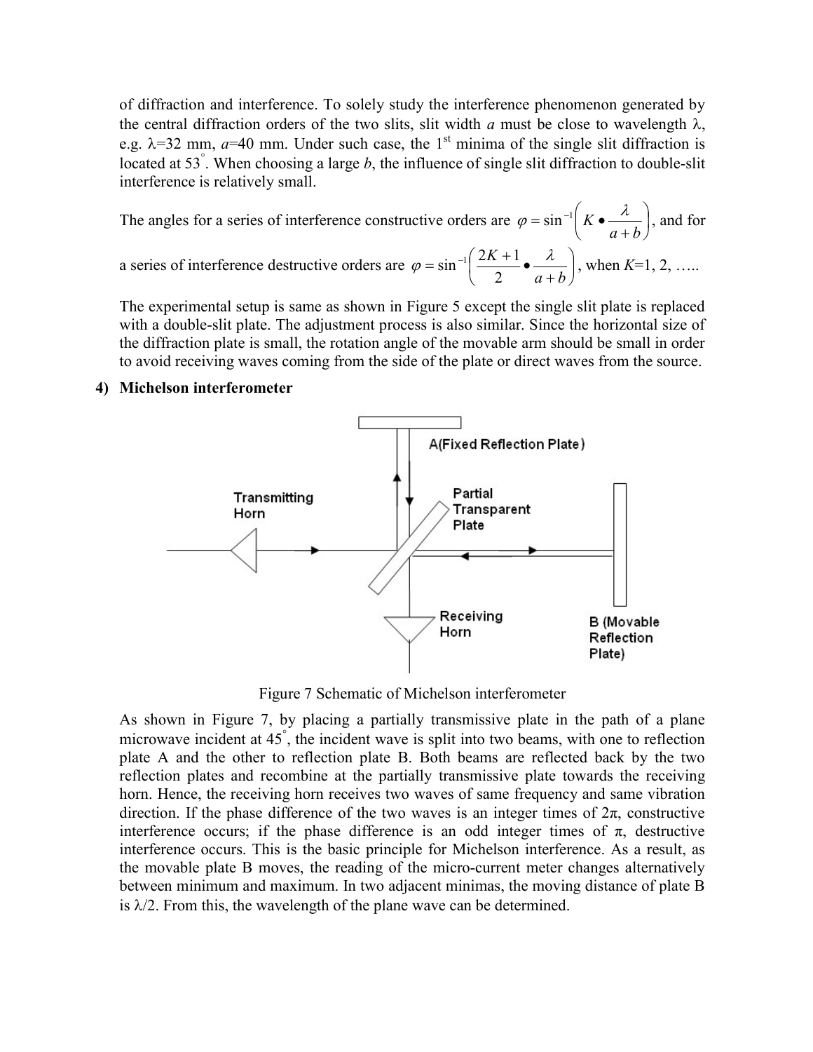of diffraction and interference. To solely study the interference phenomenon generated by the central diffraction orders of the two slits, slit width $a$ must be close to wavelength $\lambda$, e.g. $\lambda$=32 mm, $a$=40 mm. Under such case, the 1st minima of the single slit diffraction is located at 53°. When choosing a large $b$, the influence of single slit diffraction to double-slit interference is relatively small.

The angles for a series of interference constructive orders are $\varphi = \sin^{-1}\left(K \bullet \frac{\lambda}{a+b}\right)$, and for a series of interference destructive orders are $\varphi = \sin^{-1}\left(\frac{2K+1}{2} \bullet \frac{\lambda}{a+b}\right)$, when $K$=1, 2, …..

The experimental setup is same as shown in Figure 5 except the single slit plate is replaced with a double-slit plate. The adjustment process is also similar. Since the horizontal size of the diffraction plate is small, the rotation angle of the movable arm should be small in order to avoid receiving waves coming from the side of the plate or direct waves from the source.

### 4) Michelson interferometer

Figure 7 Schematic of Michelson interferometer

As shown in Figure 7, by placing a partially transmissive plate in the path of a plane microwave incident at 45°, the incident wave is split into two beams, with one to reflection plate A and the other to reflection plate B. Both beams are reflected back by the two reflection plates and recombine at the partially transmissive plate towards the receiving horn. Hence, the receiving horn receives two waves of same frequency and same vibration direction. If the phase difference of the two waves is an integer times of $2\pi$, constructive interference occurs; if the phase difference is an odd integer times of $\pi$, destructive interference occurs. This is the basic principle for Michelson interference. As a result, as the movable plate B moves, the reading of the micro-current meter changes alternatively between minimum and maximum. In two adjacent minimas, the moving distance of plate B is $\lambda/2$. From this, the wavelength of the plane wave can be determined.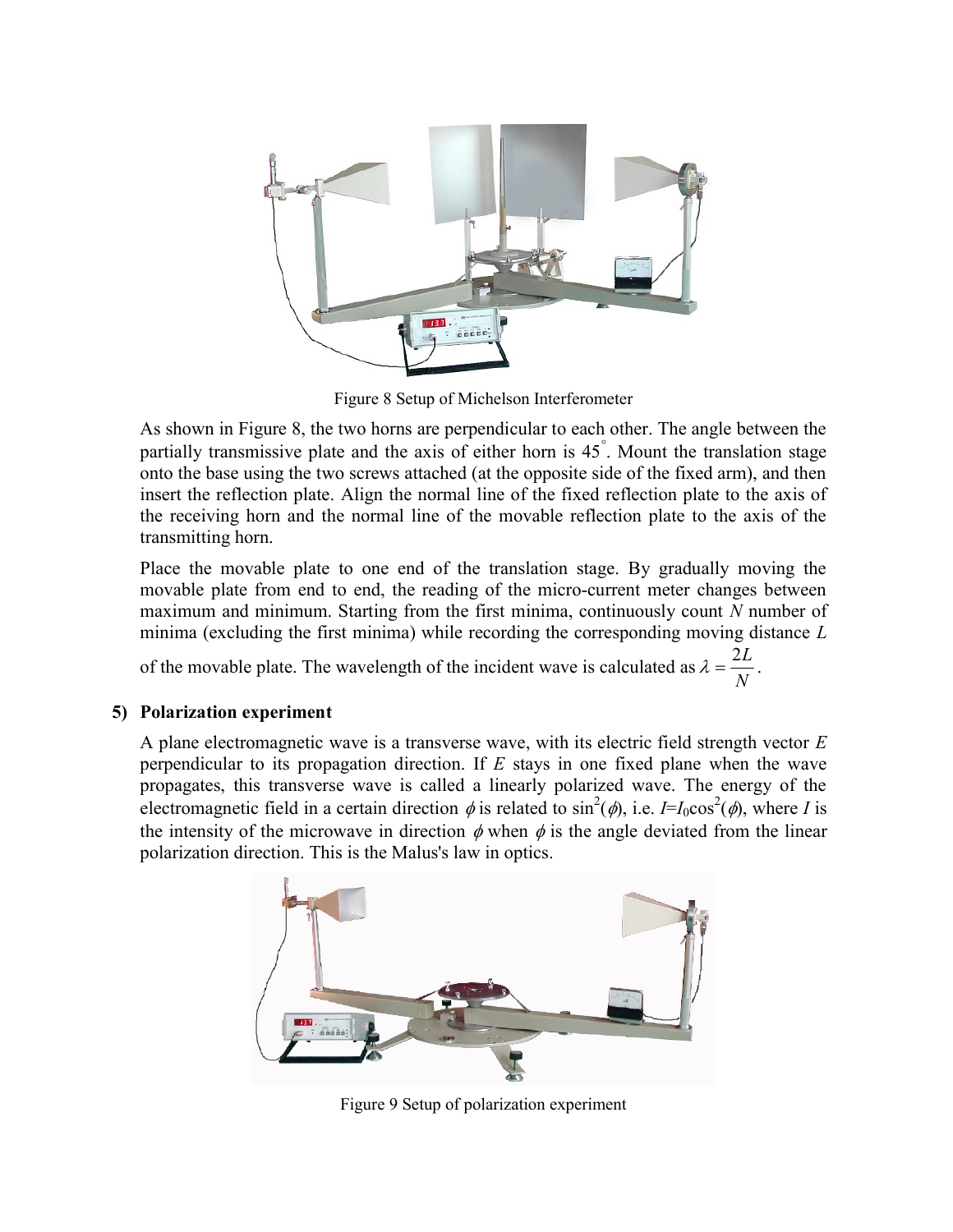Figure 8 Setup of Michelson Interferometer

As shown in Figure 8, the two horns are perpendicular to each other. The angle between the partially transmissive plate and the axis of either horn is $45^{\circ}$. Mount the translation stage onto the base using the two screws attached (at the opposite side of the fixed arm), and then insert the reflection plate. Align the normal line of the fixed reflection plate to the axis of the receiving horn and the normal line of the movable reflection plate to the axis of the transmitting horn.

Place the movable plate to one end of the translation stage. By gradually moving the movable plate from end to end, the reading of the micro-current meter changes between maximum and minimum. Starting from the first minima, continuously count $N$ number of minima (excluding the first minima) while recording the corresponding moving distance $L$ of the movable plate. The wavelength of the incident wave is calculated as $\lambda = \frac{2L}{N}$.

**5) Polarization experiment**

A plane electromagnetic wave is a transverse wave, with its electric field strength vector $E$ perpendicular to its propagation direction. If $E$ stays in one fixed plane when the wave propagates, this transverse wave is called a linearly polarized wave. The energy of the electromagnetic field in a certain direction $\phi$ is related to $\sin^2(\phi)$, i.e. $I = I_0 \cos^2(\phi)$, where $I$ is the intensity of the microwave in direction $\phi$ when $\phi$ is the angle deviated from the linear polarization direction. This is the Malus's law in optics.

Figure 9 Setup of polarization experiment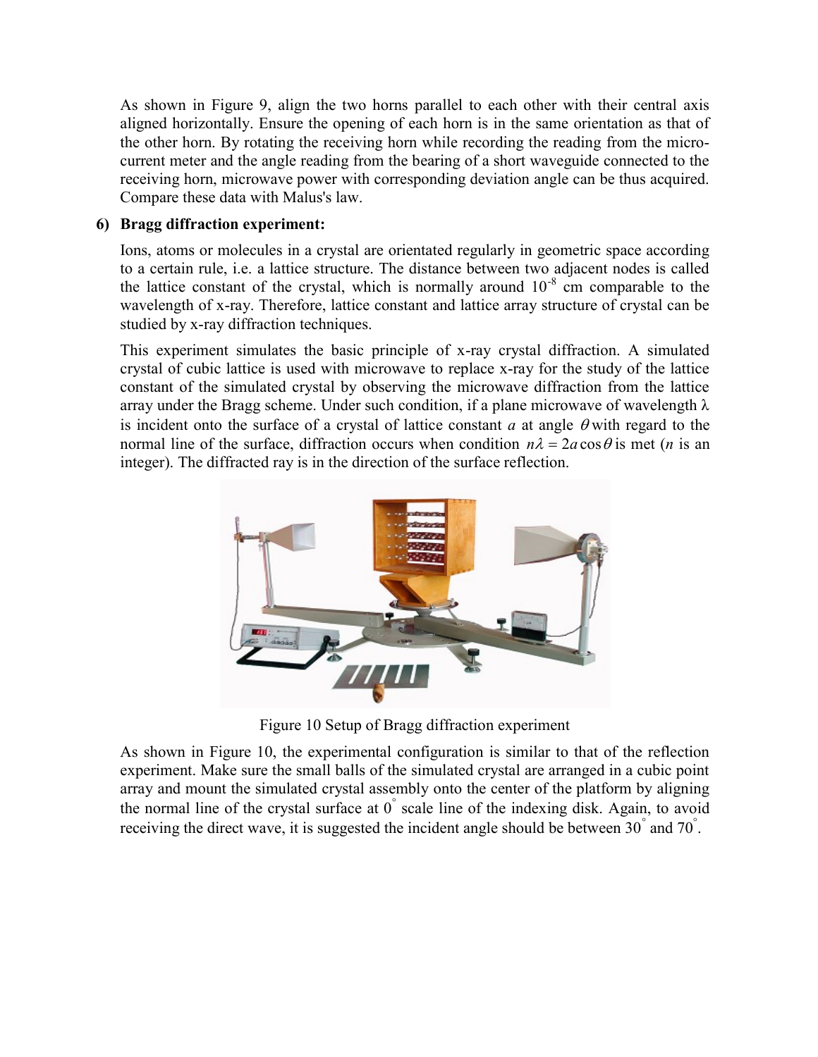As shown in Figure 9, align the two horns parallel to each other with their central axis aligned horizontally. Ensure the opening of each horn is in the same orientation as that of the other horn. By rotating the receiving horn while recording the reading from the micro-current meter and the angle reading from the bearing of a short waveguide connected to the receiving horn, microwave power with corresponding deviation angle can be thus acquired. Compare these data with Malus's law.

### 6) Bragg diffraction experiment:

Ions, atoms or molecules in a crystal are orientated regularly in geometric space according to a certain rule, i.e. a lattice structure. The distance between two adjacent nodes is called the lattice constant of the crystal, which is normally around $10^{-8}$ cm comparable to the wavelength of x-ray. Therefore, lattice constant and lattice array structure of crystal can be studied by x-ray diffraction techniques.

This experiment simulates the basic principle of x-ray crystal diffraction. A simulated crystal of cubic lattice is used with microwave to replace x-ray for the study of the lattice constant of the simulated crystal by observing the microwave diffraction from the lattice array under the Bragg scheme. Under such condition, if a plane microwave of wavelength $\lambda$ is incident onto the surface of a crystal of lattice constant $a$ at angle $\theta$ with regard to the normal line of the surface, diffraction occurs when condition $n\lambda = 2a\cos\theta$ is met ($n$ is an integer). The diffracted ray is in the direction of the surface reflection.

Figure 10 Setup of Bragg diffraction experiment

As shown in Figure 10, the experimental configuration is similar to that of the reflection experiment. Make sure the small balls of the simulated crystal are arranged in a cubic point array and mount the simulated crystal assembly onto the center of the platform by aligning the normal line of the crystal surface at $0^{\circ}$ scale line of the indexing disk. Again, to avoid receiving the direct wave, it is suggested the incident angle should be between $30^{\circ}$ and $70^{\circ}$.